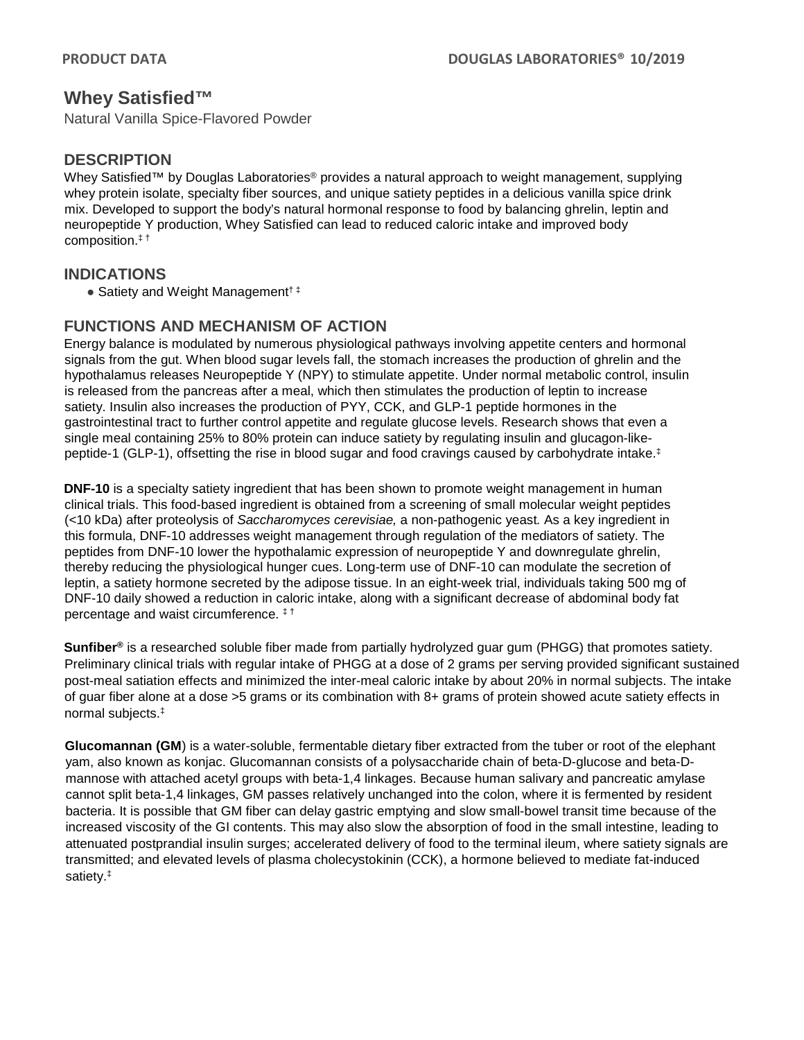# Whey Satisfied™

Natural Vanilla Spice-Flavored Powder

## DESCRIPTION

Whey Satisfied™ by Douglas Laboratories® provides a natural approach to weight management, supplying whey protein isolate, specialty fiber sources, and unique satiety peptides in a delicious vanilla spice drink mix. Developed to support the body's natural hormonal response to food by balancing ghrelin, leptin and neuropeptide Y production, Whey Satisfied can lead to reduced caloric intake and improved body composition.‡ †

## INDICATIONS

- Satiety and Weight Management† ‡

## FUNCTIONS AND MECHANISM OF ACTION

Energy balance is modulated by numerous physiological pathways involving appetite centers and hormonal signals from the gut. When blood sugar levels fall, the stomach increases the production of ghrelin and the hypothalamus releases Neuropeptide Y (NPY) to stimulate appetite. Under normal metabolic control, insulin is released from the pancreas after a meal, which then stimulates the production of leptin to increase satiety. Insulin also increases the production of PYY, CCK, and GLP-1 peptide hormones in the gastrointestinal tract to further control appetite and regulate glucose levels. Research shows that even a single meal containing 25% to 80% protein can induce satiety by regulating insulin and glucagon-like-peptide-1 (GLP-1), offsetting the rise in blood sugar and food cravings caused by carbohydrate intake.‡

**DNF-10** is a specialty satiety ingredient that has been shown to promote weight management in human clinical trials. This food-based ingredient is obtained from a screening of small molecular weight peptides (<10 kDa) after proteolysis of *Saccharomyces cerevisiae,* a non-pathogenic yeast. As a key ingredient in this formula, DNF-10 addresses weight management through regulation of the mediators of satiety. The peptides from DNF-10 lower the hypothalamic expression of neuropeptide Y and downregulate ghrelin, thereby reducing the physiological hunger cues. Long-term use of DNF-10 can modulate the secretion of leptin, a satiety hormone secreted by the adipose tissue. In an eight-week trial, individuals taking 500 mg of DNF-10 daily showed a reduction in caloric intake, along with a significant decrease of abdominal body fat percentage and waist circumference. ‡ †

**Sunfiber®** is a researched soluble fiber made from partially hydrolyzed guar gum (PHGG) that promotes satiety. Preliminary clinical trials with regular intake of PHGG at a dose of 2 grams per serving provided significant sustained post-meal satiation effects and minimized the inter-meal caloric intake by about 20% in normal subjects. The intake of guar fiber alone at a dose >5 grams or its combination with 8+ grams of protein showed acute satiety effects in normal subjects.‡

**Glucomannan (GM**) is a water-soluble, fermentable dietary fiber extracted from the tuber or root of the elephant yam, also known as konjac. Glucomannan consists of a polysaccharide chain of beta-D-glucose and beta-D-mannose with attached acetyl groups with beta-1,4 linkages. Because human salivary and pancreatic amylase cannot split beta-1,4 linkages, GM passes relatively unchanged into the colon, where it is fermented by resident bacteria. It is possible that GM fiber can delay gastric emptying and slow small-bowel transit time because of the increased viscosity of the GI contents. This may also slow the absorption of food in the small intestine, leading to attenuated postprandial insulin surges; accelerated delivery of food to the terminal ileum, where satiety signals are transmitted; and elevated levels of plasma cholecystokinin (CCK), a hormone believed to mediate fat-induced satiety.‡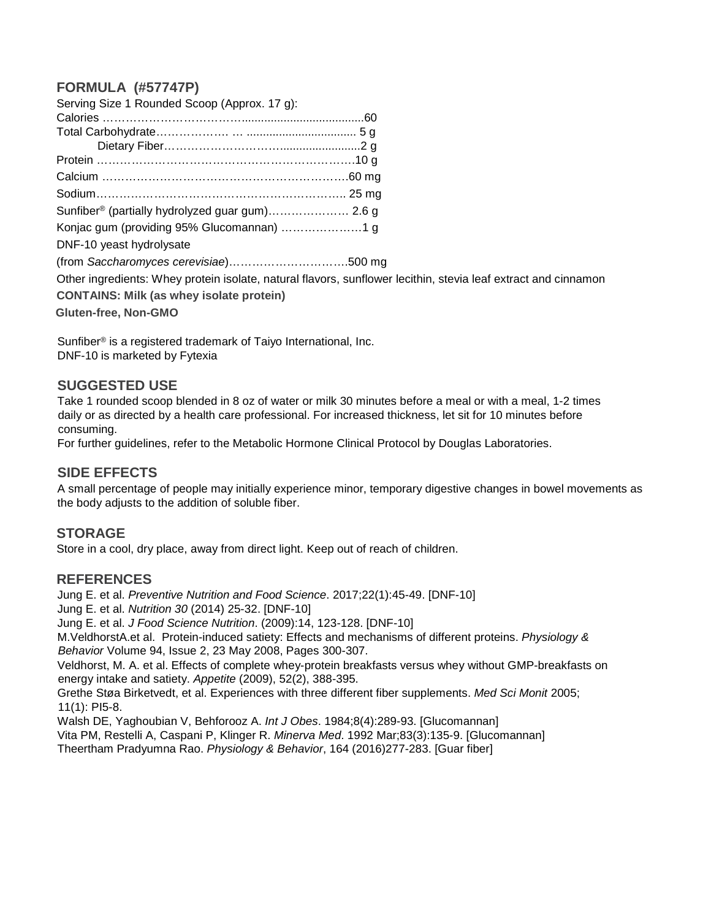## FORMULA (#57747P)

Serving Size 1 Rounded Scoop (Approx. 17 g):

| | |
|---|---|
| Calories | 60 |
| Total Carbohydrate | 5 g |
| Dietary Fiber | 2 g |
| Protein | 10 g |
| Calcium | 60 mg |
| Sodium | 25 mg |
| Sunfiber® (partially hydrolyzed guar gum) | 2.6 g |
| Konjac gum (providing 95% Glucomannan) | 1 g |
| DNF-10 yeast hydrolysate (from *Saccharomyces cerevisiae*) | 500 mg |

Other ingredients: Whey protein isolate, natural flavors, sunflower lecithin, stevia leaf extract and cinnamon

**CONTAINS: Milk (as whey isolate protein)**

**Gluten-free, Non-GMO**

Sunfiber® is a registered trademark of Taiyo International, Inc.
DNF-10 is marketed by Fytexia

## SUGGESTED USE

Take 1 rounded scoop blended in 8 oz of water or milk 30 minutes before a meal or with a meal, 1-2 times daily or as directed by a health care professional. For increased thickness, let sit for 10 minutes before consuming.

For further guidelines, refer to the Metabolic Hormone Clinical Protocol by Douglas Laboratories.

## SIDE EFFECTS

A small percentage of people may initially experience minor, temporary digestive changes in bowel movements as the body adjusts to the addition of soluble fiber.

## STORAGE

Store in a cool, dry place, away from direct light. Keep out of reach of children.

## REFERENCES

Jung E. et al. *Preventive Nutrition and Food Science*. 2017;22(1):45-49. [DNF-10]
Jung E. et al. *Nutrition 30* (2014) 25-32. [DNF-10]
Jung E. et al. *J Food Science Nutrition*. (2009):14, 123-128. [DNF-10]
M.VeldhorstA.et al. Protein-induced satiety: Effects and mechanisms of different proteins. *Physiology & Behavior* Volume 94, Issue 2, 23 May 2008, Pages 300-307.
Veldhorst, M. A. et al. Effects of complete whey-protein breakfasts versus whey without GMP-breakfasts on energy intake and satiety. *Appetite* (2009), 52(2), 388-395.
Grethe Støa Birketvedt, et al. Experiences with three different fiber supplements. *Med Sci Monit* 2005; 11(1): PI5-8.
Walsh DE, Yaghoubian V, Behforooz A. *Int J Obes*. 1984;8(4):289-93. [Glucomannan]
Vita PM, Restelli A, Caspani P, Klinger R. *Minerva Med*. 1992 Mar;83(3):135-9. [Glucomannan]
Theertham Pradyumna Rao. *Physiology & Behavior*, 164 (2016)277-283. [Guar fiber]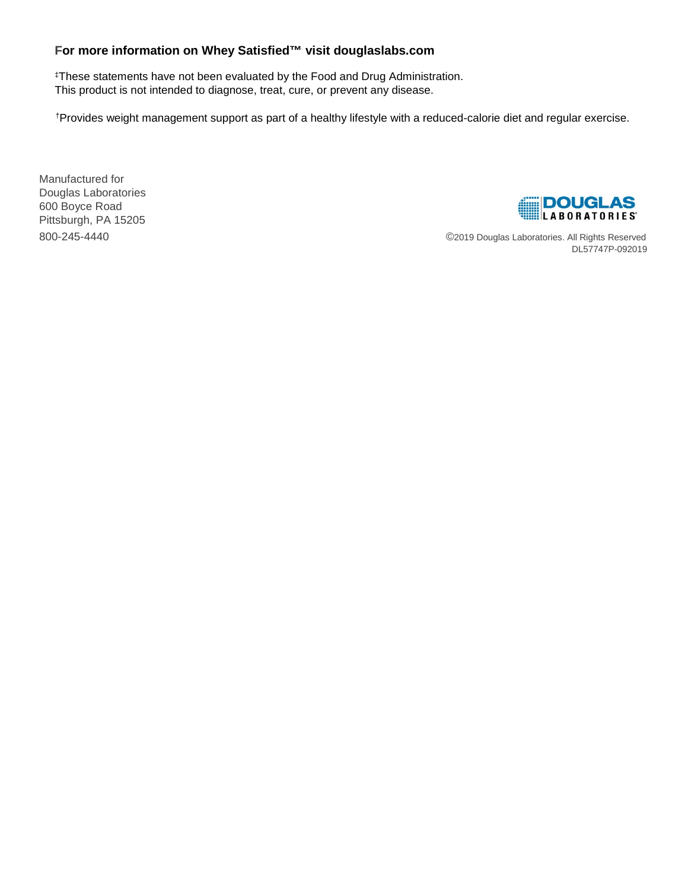**For more information on Whey Satisfied™ visit douglaslabs.com**

‡These statements have not been evaluated by the Food and Drug Administration.
This product is not intended to diagnose, treat, cure, or prevent any disease.

†Provides weight management support as part of a healthy lifestyle with a reduced-calorie diet and regular exercise.

Manufactured for
Douglas Laboratories
600 Boyce Road
Pittsburgh, PA 15205
800-245-4440

DOUGLAS LABORATORIES

©2019 Douglas Laboratories. All Rights Reserved
DL57747P-092019